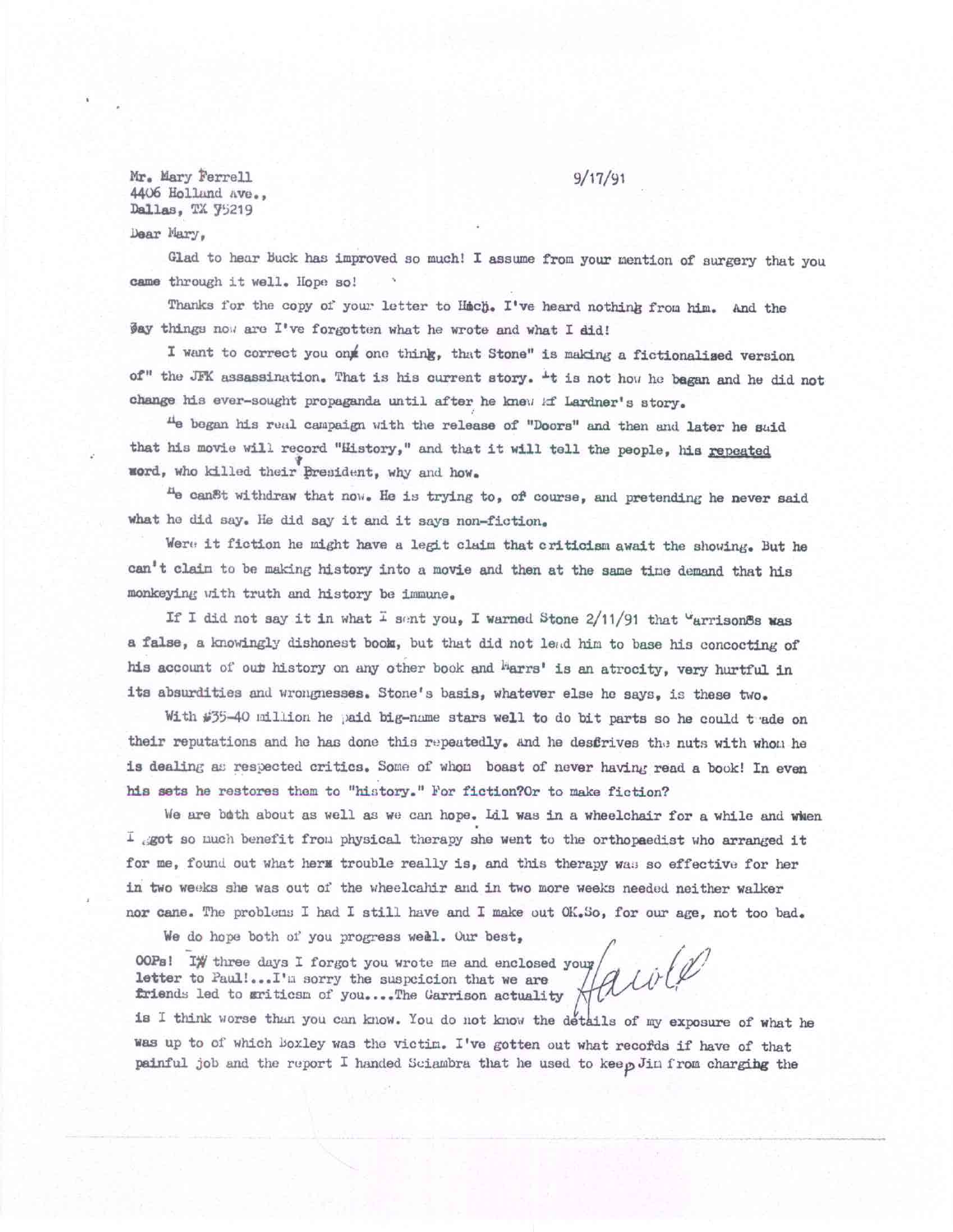Mr. Mary Ferrell
4406 Holland Ave.,
Dallas, TX 75219

9/17/91

Dear Mary,

Glad to hear Buck has improved so much! I assume from your mention of surgery that you came through it well. Hope so!

Thanks for the copy of your letter to Hach. I've heard nothing from him. And the way things now are I've forgotten what he wrote and what I did!

I want to correct you on one thing, that Stone" is making a fictionalised version of" the JFK assassination. That is his current story. It is not how he began and he did not change his ever-sought propaganda until after he knew of Lardner's story.

He began his real campaign with the release of "Doors" and then and later he said that his movie will record "History," and that it will tell the people, his repeated word, who killed their President, why and how.

He can't withdraw that now. He is trying to, of course, and pretending he never said what he did say. He did say it and it says non-fiction.

Were it fiction he might have a legit claim that criticism await the showing. But he can't claim to be making history into a movie and then at the same time demand that his monkeying with truth and history be immune.

If I did not say it in what I sent you, I warned Stone 2/11/91 that Garrison's was a false, a knowingly dishonest book, but that did not lead him to base his concocting of his account of our history on any other book and Marrs' is an atrocity, very hurtful in its absurdities and wrongnesses. Stone's basis, whatever else he says, is these two.

With $35-40 million he paid big-name stars well to do bit parts so he could trade on their reputations and he has done this repeatedly. And he describes the nuts with whom he is dealing as respected critics. Some of whom boast of never having read a book! In even his sets he restores them to "history." For fiction? Or to make fiction?

We are both about as well as we can hope. Lil was in a wheelchair for a while and when I got so much benefit from physical therapy she went to the orthopaedist who arranged it for me, found out what her trouble really is, and this therapy was so effective for her in two weeks she was out of the wheelcahir and in two more weeks needed neither walker nor cane. The problems I had I still have and I make out OK. So, for our age, not too bad.

We do hope both of you progress well. Our best,

Harold

OOPs! In three days I forgot you wrote me and enclosed your letter to Paul!...I'm sorry the suspcicion that we are friends led to criticsm of you....The Garrison actuality is I think worse than you can know. You do not know the details of my exposure of what he was up to of which Boxley was the victim. I've gotten out what records if have of that painful job and the report I handed Sciambra that he used to keep Jim from charging the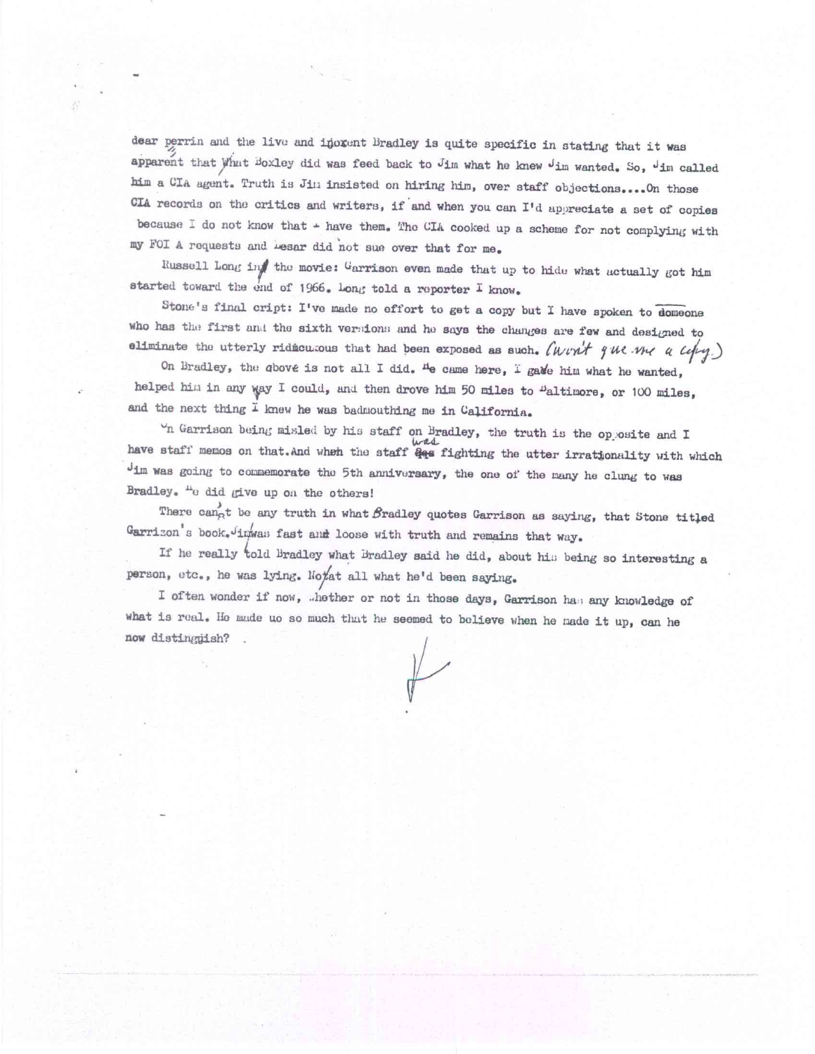dear perrin and the live and inocent Bradley is quite specific in stating that it was apparent that what Boxley did was feed back to Jim what he knew Jim wanted. So, Jim called him a CIA agent. Truth is Jim insisted on hiring him, over staff objections....On those CIA records on the critics and writers, if and when you can I'd appreciate a set of copies because I do not know that I have them. The CIA cooked up a scheme for not complying with my FOI A requests and Lesar did not sue over that for me.

Russell Long in the movie: Garrison even made that up to hide what actually got him started toward the end of 1966. Long told a reporter I know.

Stone's final cript: I've made no effort to get a copy but I have spoken to someone who has the first and the sixth versions and he says the changes are few and designed to eliminate the utterly ridiculous that had been exposed as such. (Won't give me a copy.)

On Bradley, the above is not all I did. He came here, I gave him what he wanted, helped him in any way I could, and then drove him 50 miles to Baltimore, or 100 miles, and the next thing I knew he was badmouthing me in California.

On Garrison being misled by his staff on Bradley, the truth is the opposite and I have staff memos on that. And when the staff was fighting the utter irrationality with which Jim was going to commemorate the 5th anniversary, the one of the many he clung to was Bradley. He did give up on the others!

There can't be any truth in what Bradley quotes Garrison as saying, that Stone titled Garrison's book. Jim was fast and loose with truth and remains that way.

If he really told Bradley what Bradley said he did, about his being so interesting a person, etc., he was lying. Not at all what he'd been saying.

I often wonder if now, whether or not in those days, Garrison has any knowledge of what is real. He made uo so much that he seemed to believe when he made it up, can he now distinguish?

H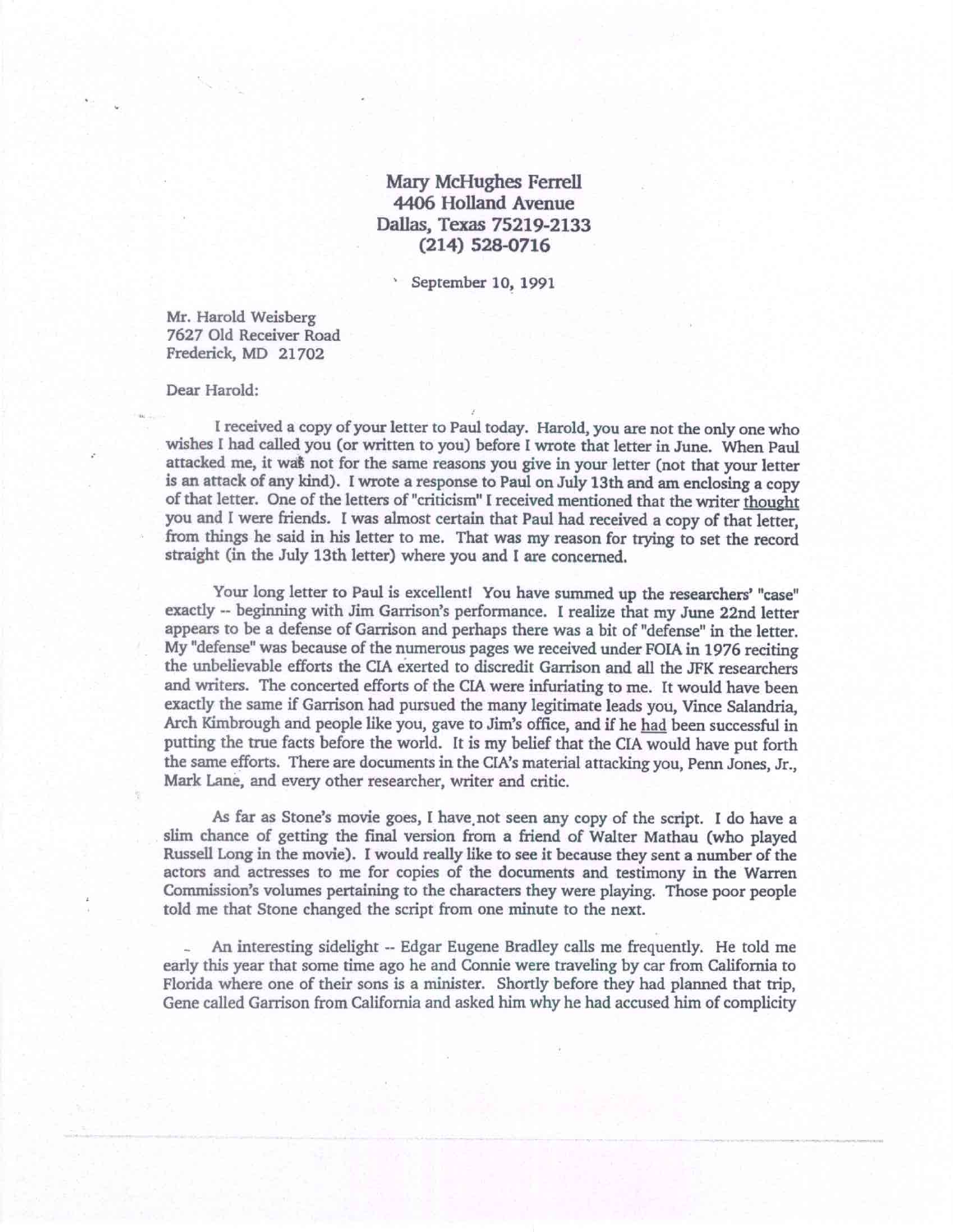Mary McHughes Ferrell
4406 Holland Avenue
Dallas, Texas 75219-2133
(214) 528-0716

September 10, 1991

Mr. Harold Weisberg
7627 Old Receiver Road
Frederick, MD 21702

Dear Harold:

I received a copy of your letter to Paul today. Harold, you are not the only one who wishes I had called you (or written to you) before I wrote that letter in June. When Paul attacked me, it was not for the same reasons you give in your letter (not that your letter is an attack of any kind). I wrote a response to Paul on July 13th and am enclosing a copy of that letter. One of the letters of "criticism" I received mentioned that the writer <u>thought</u> you and I were friends. I was almost certain that Paul had received a copy of that letter, from things he said in his letter to me. That was my reason for trying to set the record straight (in the July 13th letter) where you and I are concerned.

Your long letter to Paul is excellent! You have summed up the researchers' "case" exactly -- beginning with Jim Garrison's performance. I realize that my June 22nd letter appears to be a defense of Garrison and perhaps there was a bit of "defense" in the letter. My "defense" was because of the numerous pages we received under FOIA in 1976 reciting the unbelievable efforts the CIA exerted to discredit Garrison and all the JFK researchers and writers. The concerted efforts of the CIA were infuriating to me. It would have been exactly the same if Garrison had pursued the many legitimate leads you, Vince Salandria, Arch Kimbrough and people like you, gave to Jim's office, and if he <u>had</u> been successful in putting the true facts before the world. It is my belief that the CIA would have put forth the same efforts. There are documents in the CIA's material attacking you, Penn Jones, Jr., Mark Lane, and every other researcher, writer and critic.

As far as Stone's movie goes, I have not seen any copy of the script. I do have a slim chance of getting the final version from a friend of Walter Mathau (who played Russell Long in the movie). I would really like to see it because they sent a number of the actors and actresses to me for copies of the documents and testimony in the Warren Commission's volumes pertaining to the characters they were playing. Those poor people told me that Stone changed the script from one minute to the next.

An interesting sidelight -- Edgar Eugene Bradley calls me frequently. He told me early this year that some time ago he and Connie were traveling by car from California to Florida where one of their sons is a minister. Shortly before they had planned that trip, Gene called Garrison from California and asked him why he had accused him of complicity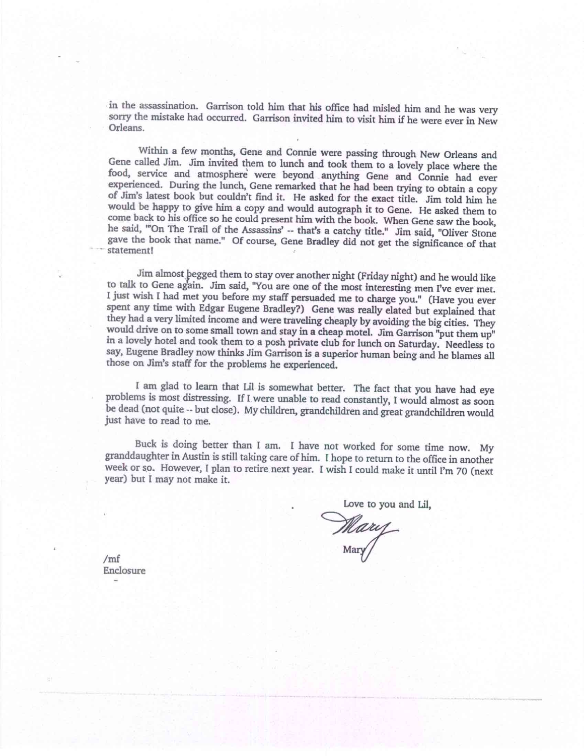in the assassination. Garrison told him that his office had misled him and he was very sorry the mistake had occurred. Garrison invited him to visit him if he were ever in New Orleans.

Within a few months, Gene and Connie were passing through New Orleans and Gene called Jim. Jim invited them to lunch and took them to a lovely place where the food, service and atmosphere were beyond anything Gene and Connie had ever experienced. During the lunch, Gene remarked that he had been trying to obtain a copy of Jim's latest book but couldn't find it. He asked for the exact title. Jim told him he would be happy to give him a copy and would autograph it to Gene. He asked them to come back to his office so he could present him with the book. When Gene saw the book, he said, "'On The Trail of the Assassins' -- that's a catchy title." Jim said, "Oliver Stone gave the book that name." Of course, Gene Bradley did not get the significance of that statement!

Jim almost begged them to stay over another night (Friday night) and he would like to talk to Gene again. Jim said, "You are one of the most interesting men I've ever met. I just wish I had met you before my staff persuaded me to charge you." (Have you ever spent any time with Edgar Eugene Bradley?) Gene was really elated but explained that they had a very limited income and were traveling cheaply by avoiding the big cities. They would drive on to some small town and stay in a cheap motel. Jim Garrison "put them up" in a lovely hotel and took them to a posh private club for lunch on Saturday. Needless to say, Eugene Bradley now thinks Jim Garrison is a superior human being and he blames all those on Jim's staff for the problems he experienced.

I am glad to learn that Lil is somewhat better. The fact that you have had eye problems is most distressing. If I were unable to read constantly, I would almost as soon be dead (not quite -- but close). My children, grandchildren and great grandchildren would just have to read to me.

Buck is doing better than I am. I have not worked for some time now. My granddaughter in Austin is still taking care of him. I hope to return to the office in another week or so. However, I plan to retire next year. I wish I could make it until I'm 70 (next year) but I may not make it.

Love to you and Lil,

Mary

Mary

/mf
Enclosure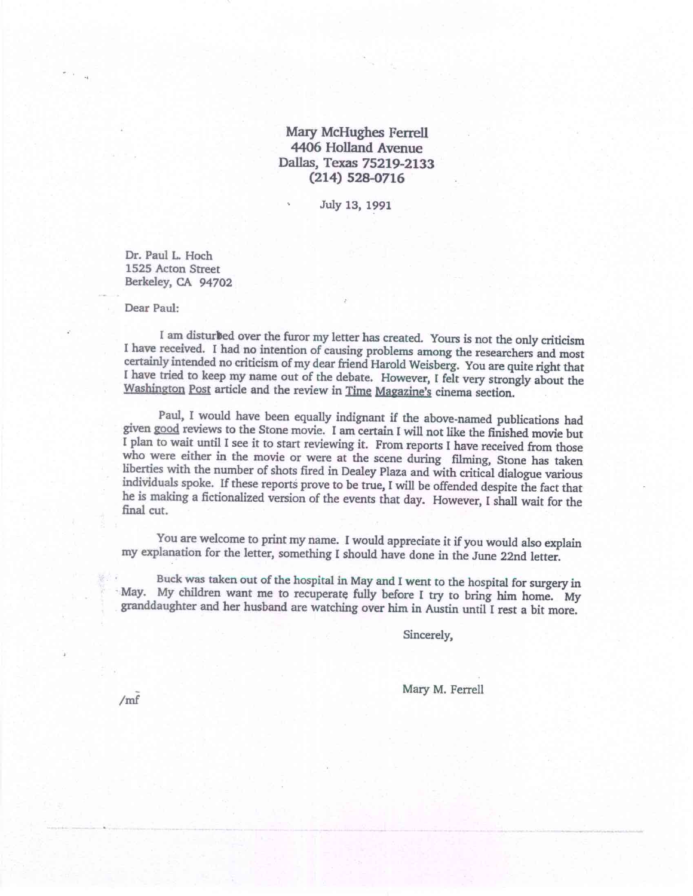Mary McHughes Ferrell
4406 Holland Avenue
Dallas, Texas 75219-2133
(214) 528-0716

July 13, 1991

Dr. Paul L. Hoch
1525 Acton Street
Berkeley, CA 94702

Dear Paul:

I am disturbed over the furor my letter has created. Yours is not the only criticism I have received. I had no intention of causing problems among the researchers and most certainly intended no criticism of my dear friend Harold Weisberg. You are quite right that I have tried to keep my name out of the debate. However, I felt very strongly about the Washington Post article and the review in Time Magazine's cinema section.

Paul, I would have been equally indignant if the above-named publications had given good reviews to the Stone movie. I am certain I will not like the finished movie but I plan to wait until I see it to start reviewing it. From reports I have received from those who were either in the movie or were at the scene during filming, Stone has taken liberties with the number of shots fired in Dealey Plaza and with critical dialogue various individuals spoke. If these reports prove to be true, I will be offended despite the fact that he is making a fictionalized version of the events that day. However, I shall wait for the final cut.

You are welcome to print my name. I would appreciate it if you would also explain my explanation for the letter, something I should have done in the June 22nd letter.

Buck was taken out of the hospital in May and I went to the hospital for surgery in May. My children want me to recuperate fully before I try to bring him home. My granddaughter and her husband are watching over him in Austin until I rest a bit more.

Sincerely,

Mary M. Ferrell

/mf